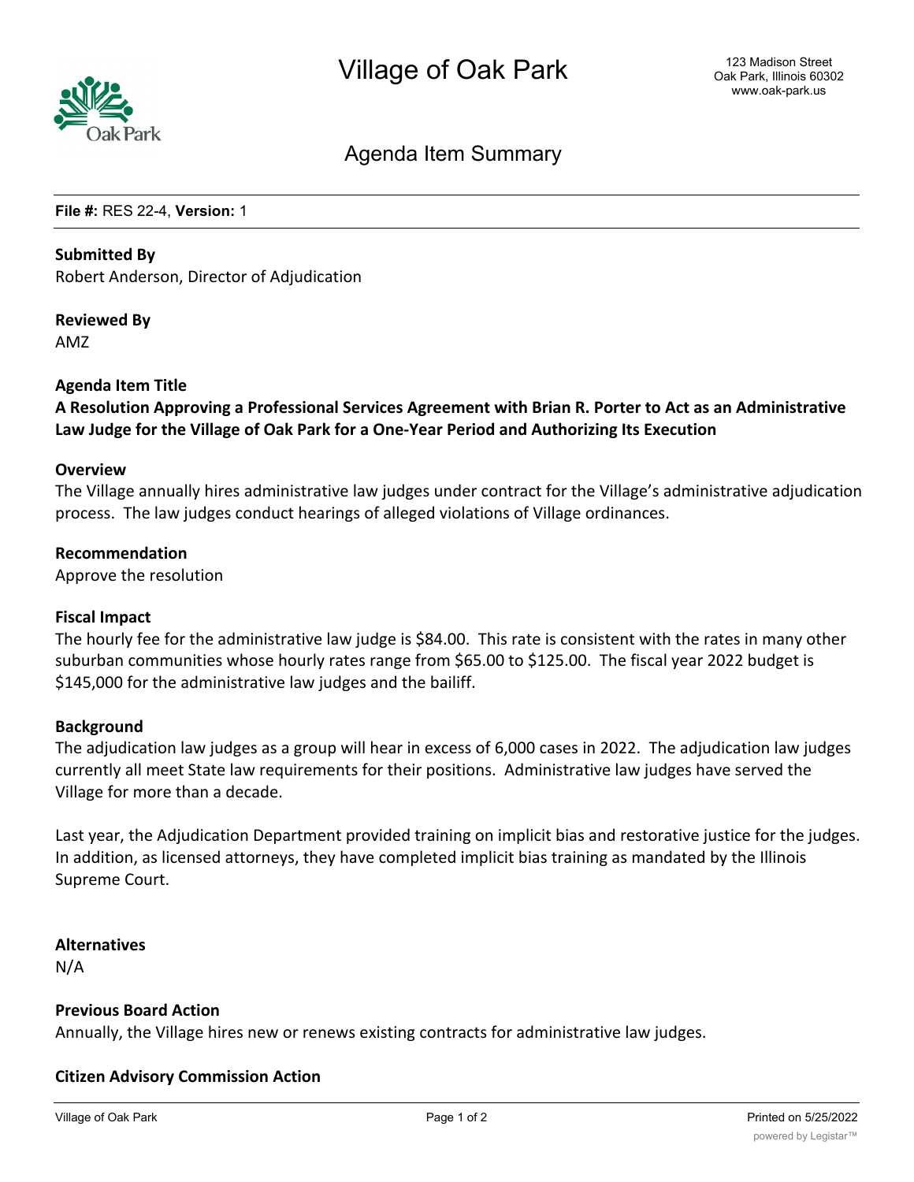# Village of Oak Park

123 Madison Street
Oak Park, Illinois 60302
www.oak-park.us

## Agenda Item Summary

**File #:** RES 22-4, **Version:** 1

**Submitted By**

Robert Anderson, Director of Adjudication

**Reviewed By**

AMZ

**Agenda Item Title**

**A Resolution Approving a Professional Services Agreement with Brian R. Porter to Act as an Administrative Law Judge for the Village of Oak Park for a One-Year Period and Authorizing Its Execution**

**Overview**

The Village annually hires administrative law judges under contract for the Village's administrative adjudication process. The law judges conduct hearings of alleged violations of Village ordinances.

**Recommendation**

Approve the resolution

**Fiscal Impact**

The hourly fee for the administrative law judge is $84.00. This rate is consistent with the rates in many other suburban communities whose hourly rates range from $65.00 to $125.00. The fiscal year 2022 budget is $145,000 for the administrative law judges and the bailiff.

**Background**

The adjudication law judges as a group will hear in excess of 6,000 cases in 2022. The adjudication law judges currently all meet State law requirements for their positions. Administrative law judges have served the Village for more than a decade.

Last year, the Adjudication Department provided training on implicit bias and restorative justice for the judges. In addition, as licensed attorneys, they have completed implicit bias training as mandated by the Illinois Supreme Court.

**Alternatives**

N/A

**Previous Board Action**

Annually, the Village hires new or renews existing contracts for administrative law judges.

**Citizen Advisory Commission Action**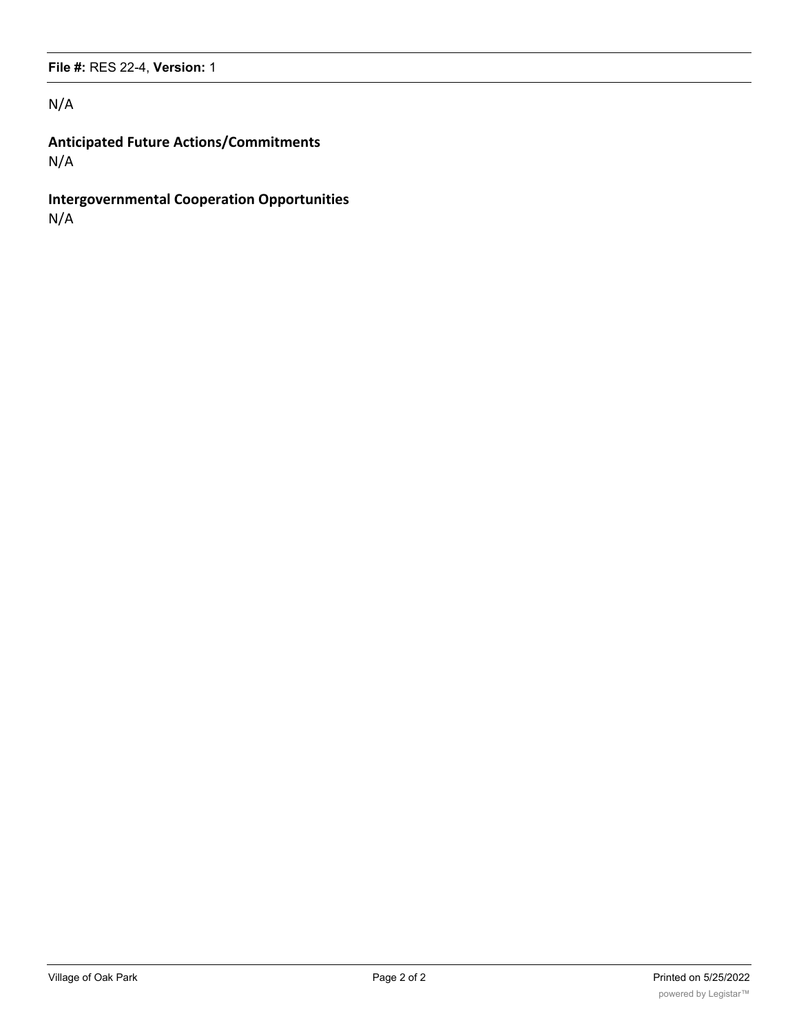N/A

## Anticipated Future Actions/Commitments

N/A

## Intergovernmental Cooperation Opportunities

N/A